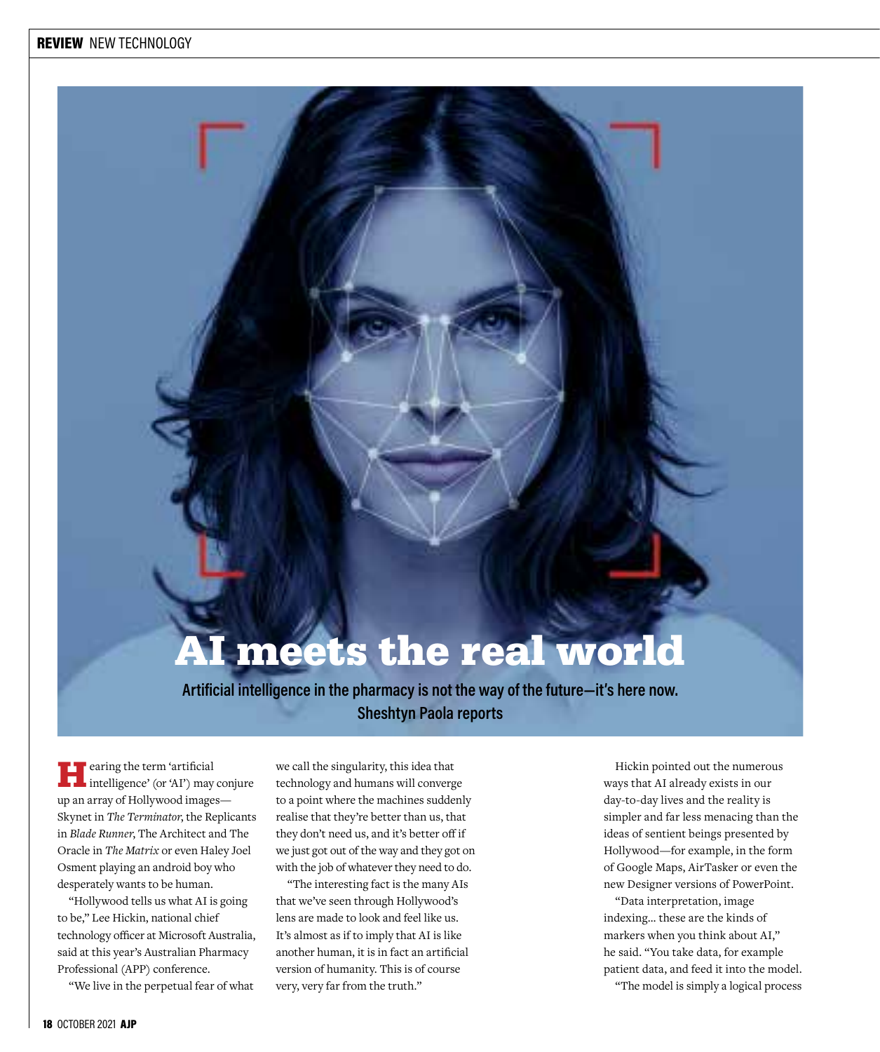# AI meets the real world

**Artificial intelligence in the pharmacy is not the way of the future—it's here now. Sheshtyn Paola reports**

Hearing the term 'artificial intelligence' (or 'AI') may conjure up an array of Hollywood images—Skynet in *The Terminator*, the Replicants in *Blade Runner*, The Architect and The Oracle in *The Matrix* or even Haley Joel Osment playing an android boy who desperately wants to be human.

"Hollywood tells us what AI is going to be," Lee Hickin, national chief technology officer at Microsoft Australia, said at this year's Australian Pharmacy Professional (APP) conference.

"We live in the perpetual fear of what we call the singularity, this idea that technology and humans will converge to a point where the machines suddenly realise that they're better than us, that they don't need us, and it's better off if we just got out of the way and they got on with the job of whatever they need to do.

"The interesting fact is the many AIs that we've seen through Hollywood's lens are made to look and feel like us. It's almost as if to imply that AI is like another human, it is in fact an artificial version of humanity. This is of course very, very far from the truth."

Hickin pointed out the numerous ways that AI already exists in our day-to-day lives and the reality is simpler and far less menacing than the ideas of sentient beings presented by Hollywood—for example, in the form of Google Maps, AirTasker or even the new Designer versions of PowerPoint.

"Data interpretation, image indexing... these are the kinds of markers when you think about AI," he said. "You take data, for example patient data, and feed it into the model.

"The model is simply a logical process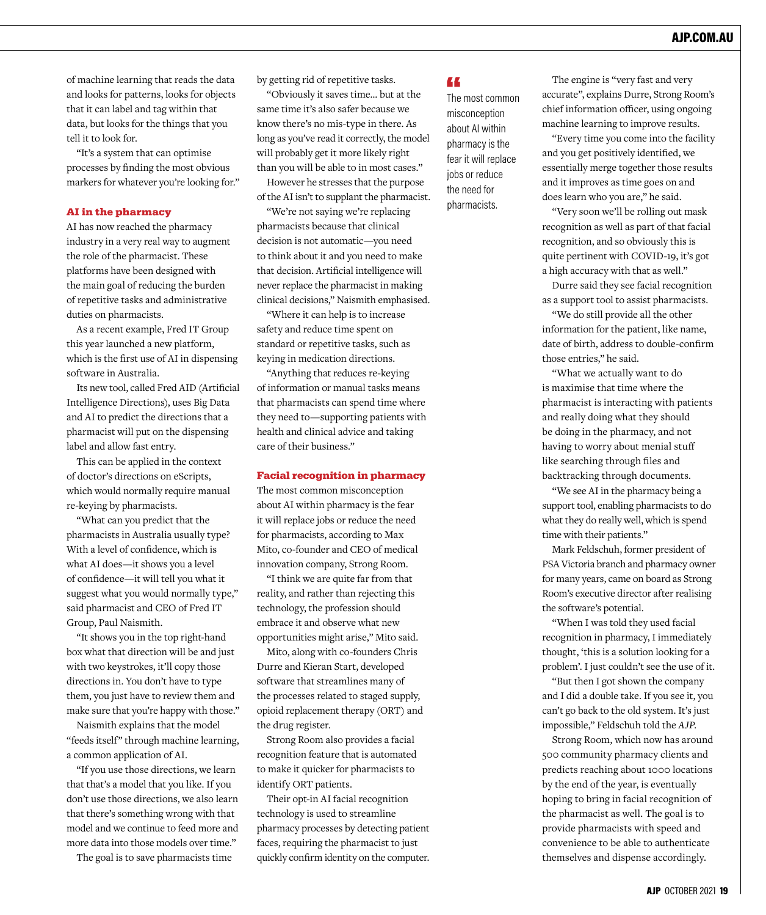of machine learning that reads the data and looks for patterns, looks for objects that it can label and tag within that data, but looks for the things that you tell it to look for.

"It's a system that can optimise processes by finding the most obvious markers for whatever you're looking for."

## AI in the pharmacy

AI has now reached the pharmacy industry in a very real way to augment the role of the pharmacist. These platforms have been designed with the main goal of reducing the burden of repetitive tasks and administrative duties on pharmacists.

As a recent example, Fred IT Group this year launched a new platform, which is the first use of AI in dispensing software in Australia.

Its new tool, called Fred AID (Artificial Intelligence Directions), uses Big Data and AI to predict the directions that a pharmacist will put on the dispensing label and allow fast entry.

This can be applied in the context of doctor's directions on eScripts, which would normally require manual re-keying by pharmacists.

"What can you predict that the pharmacists in Australia usually type? With a level of confidence, which is what AI does—it shows you a level of confidence—it will tell you what it suggest what you would normally type," said pharmacist and CEO of Fred IT Group, Paul Naismith.

"It shows you in the top right-hand box what that direction will be and just with two keystrokes, it'll copy those directions in. You don't have to type them, you just have to review them and make sure that you're happy with those."

Naismith explains that the model "feeds itself" through machine learning, a common application of AI.

"If you use those directions, we learn that that's a model that you like. If you don't use those directions, we also learn that there's something wrong with that model and we continue to feed more and more data into those models over time."

The goal is to save pharmacists time by getting rid of repetitive tasks.

"Obviously it saves time… but at the same time it's also safer because we know there's no mis-type in there. As long as you've read it correctly, the model will probably get it more likely right than you will be able to in most cases."

However he stresses that the purpose of the AI isn't to supplant the pharmacist.

"We're not saying we're replacing pharmacists because that clinical decision is not automatic—you need to think about it and you need to make that decision. Artificial intelligence will never replace the pharmacist in making clinical decisions," Naismith emphasised.

"Where it can help is to increase safety and reduce time spent on standard or repetitive tasks, such as keying in medication directions.

"Anything that reduces re-keying of information or manual tasks means that pharmacists can spend time where they need to—supporting patients with health and clinical advice and taking care of their business."

## Facial recognition in pharmacy

The most common misconception about AI within pharmacy is the fear it will replace jobs or reduce the need for pharmacists, according to Max Mito, co-founder and CEO of medical innovation company, Strong Room.

"I think we are quite far from that reality, and rather than rejecting this technology, the profession should embrace it and observe what new opportunities might arise," Mito said.

Mito, along with co-founders Chris Durre and Kieran Start, developed software that streamlines many of the processes related to staged supply, opioid replacement therapy (ORT) and the drug register.

Strong Room also provides a facial recognition feature that is automated to make it quicker for pharmacists to identify ORT patients.

Their opt-in AI facial recognition technology is used to streamline pharmacy processes by detecting patient faces, requiring the pharmacist to just quickly confirm identity on the computer.

> "The most common misconception about AI within pharmacy is the fear it will replace jobs or reduce the need for pharmacists.

The engine is "very fast and very accurate", explains Durre, Strong Room's chief information officer, using ongoing machine learning to improve results.

"Every time you come into the facility and you get positively identified, we essentially merge together those results and it improves as time goes on and does learn who you are," he said.

"Very soon we'll be rolling out mask recognition as well as part of that facial recognition, and so obviously this is quite pertinent with COVID-19, it's got a high accuracy with that as well."

Durre said they see facial recognition as a support tool to assist pharmacists.

"We do still provide all the other information for the patient, like name, date of birth, address to double-confirm those entries," he said.

"What we actually want to do is maximise that time where the pharmacist is interacting with patients and really doing what they should be doing in the pharmacy, and not having to worry about menial stuff like searching through files and backtracking through documents.

"We see AI in the pharmacy being a support tool, enabling pharmacists to do what they do really well, which is spend time with their patients."

Mark Feldschuh, former president of PSA Victoria branch and pharmacy owner for many years, came on board as Strong Room's executive director after realising the software's potential.

"When I was told they used facial recognition in pharmacy, I immediately thought, 'this is a solution looking for a problem'. I just couldn't see the use of it.

"But then I got shown the company and I did a double take. If you see it, you can't go back to the old system. It's just impossible," Feldschuh told the *AJP*.

Strong Room, which now has around 500 community pharmacy clients and predicts reaching about 1000 locations by the end of the year, is eventually hoping to bring in facial recognition of the pharmacist as well. The goal is to provide pharmacists with speed and convenience to be able to authenticate themselves and dispense accordingly.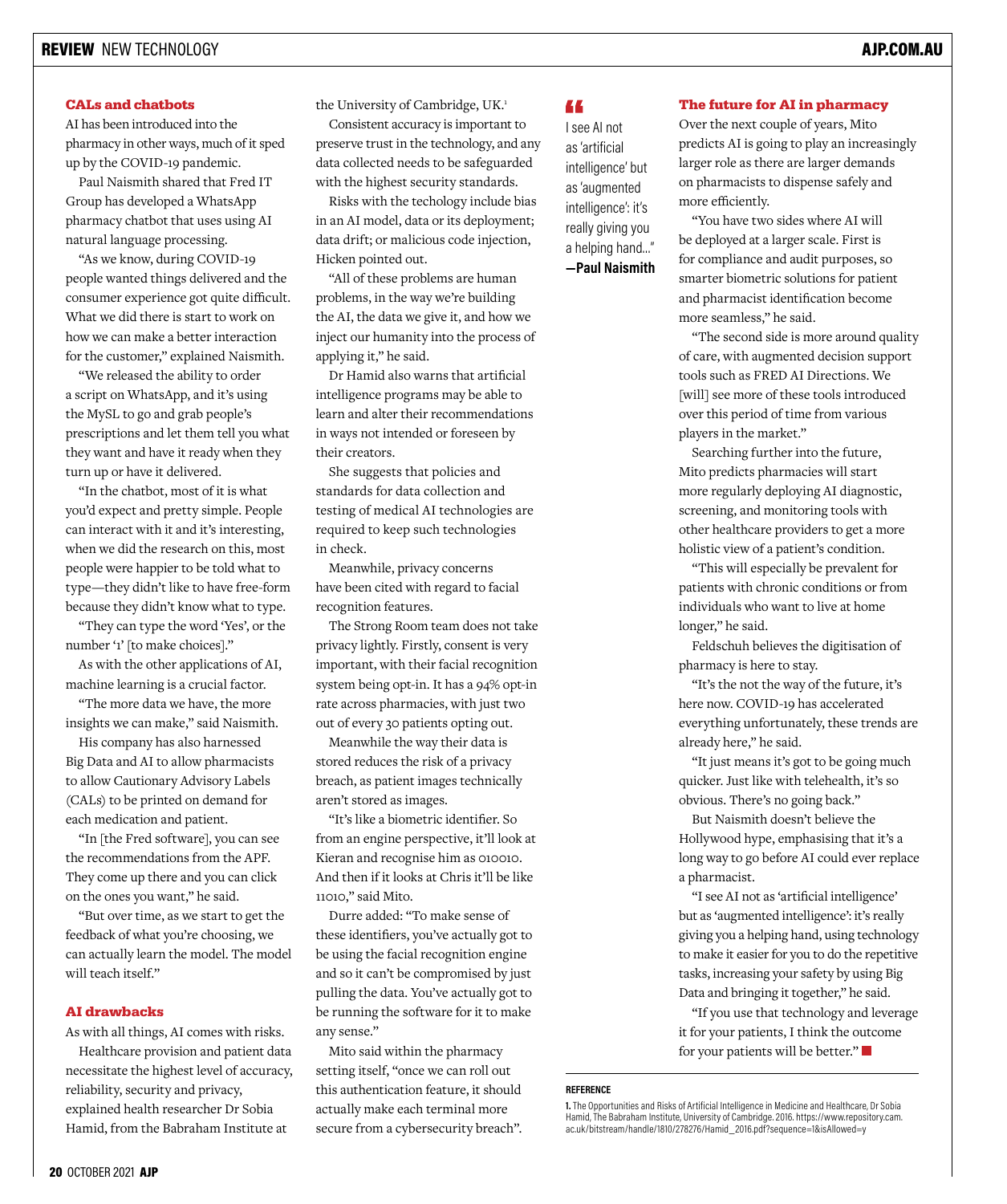### CALs and chatbots

AI has been introduced into the pharmacy in other ways, much of it sped up by the COVID-19 pandemic.

Paul Naismith shared that Fred IT Group has developed a WhatsApp pharmacy chatbot that uses using AI natural language processing.

"As we know, during COVID-19 people wanted things delivered and the consumer experience got quite difficult. What we did there is start to work on how we can make a better interaction for the customer," explained Naismith.

"We released the ability to order a script on WhatsApp, and it's using the MySL to go and grab people's prescriptions and let them tell you what they want and have it ready when they turn up or have it delivered.

"In the chatbot, most of it is what you'd expect and pretty simple. People can interact with it and it's interesting, when we did the research on this, most people were happier to be told what to type—they didn't like to have free-form because they didn't know what to type.

"They can type the word 'Yes', or the number '1' [to make choices]."

As with the other applications of AI, machine learning is a crucial factor.

"The more data we have, the more insights we can make," said Naismith.

His company has also harnessed Big Data and AI to allow pharmacists to allow Cautionary Advisory Labels (CALs) to be printed on demand for each medication and patient.

"In [the Fred software], you can see the recommendations from the APF. They come up there and you can click on the ones you want," he said.

"But over time, as we start to get the feedback of what you're choosing, we can actually learn the model. The model will teach itself."

### AI drawbacks

As with all things, AI comes with risks.

Healthcare provision and patient data necessitate the highest level of accuracy, reliability, security and privacy, explained health researcher Dr Sobia Hamid, from the Babraham Institute at the University of Cambridge, UK.[1]

Consistent accuracy is important to preserve trust in the technology, and any data collected needs to be safeguarded with the highest security standards.

Risks with the techology include bias in an AI model, data or its deployment; data drift; or malicious code injection, Hicken pointed out.

"All of these problems are human problems, in the way we're building the AI, the data we give it, and how we inject our humanity into the process of applying it," he said.

Dr Hamid also warns that artificial intelligence programs may be able to learn and alter their recommendations in ways not intended or foreseen by their creators.

She suggests that policies and standards for data collection and testing of medical AI technologies are required to keep such technologies in check.

Meanwhile, privacy concerns have been cited with regard to facial recognition features.

The Strong Room team does not take privacy lightly. Firstly, consent is very important, with their facial recognition system being opt-in. It has a 94% opt-in rate across pharmacies, with just two out of every 30 patients opting out.

Meanwhile the way their data is stored reduces the risk of a privacy breach, as patient images technically aren't stored as images.

"It's like a biometric identifier. So from an engine perspective, it'll look at Kieran and recognise him as 010010. And then if it looks at Chris it'll be like 11010," said Mito.

Durre added: "To make sense of these identifiers, you've actually got to be using the facial recognition engine and so it can't be compromised by just pulling the data. You've actually got to be running the software for it to make any sense."

Mito said within the pharmacy setting itself, "once we can roll out this authentication feature, it should actually make each terminal more secure from a cybersecurity breach".

> "I see AI not as 'artificial intelligence' but as 'augmented intelligence': it's really giving you a helping hand..." **—Paul Naismith**

### The future for AI in pharmacy

Over the next couple of years, Mito predicts AI is going to play an increasingly larger role as there are larger demands on pharmacists to dispense safely and more efficiently.

"You have two sides where AI will be deployed at a larger scale. First is for compliance and audit purposes, so smarter biometric solutions for patient and pharmacist identification become more seamless," he said.

"The second side is more around quality of care, with augmented decision support tools such as FRED AI Directions. We [will] see more of these tools introduced over this period of time from various players in the market."

Searching further into the future, Mito predicts pharmacies will start more regularly deploying AI diagnostic, screening, and monitoring tools with other healthcare providers to get a more holistic view of a patient's condition.

"This will especially be prevalent for patients with chronic conditions or from individuals who want to live at home longer," he said.

Feldschuh believes the digitisation of pharmacy is here to stay.

"It's the not the way of the future, it's here now. COVID-19 has accelerated everything unfortunately, these trends are already here," he said.

"It just means it's got to be going much quicker. Just like with telehealth, it's so obvious. There's no going back."

But Naismith doesn't believe the Hollywood hype, emphasising that it's a long way to go before AI could ever replace a pharmacist.

"I see AI not as 'artificial intelligence' but as 'augmented intelligence': it's really giving you a helping hand, using technology to make it easier for you to do the repetitive tasks, increasing your safety by using Big Data and bringing it together," he said.

"If you use that technology and leverage it for your patients, I think the outcome for your patients will be better." ■

#### REFERENCE

1. The Opportunities and Risks of Artificial Intelligence in Medicine and Healthcare, Dr Sobia Hamid, The Babraham Institute, University of Cambridge. 2016. https://www.repository.cam.ac.uk/bitstream/handle/1810/278276/Hamid_2016.pdf?sequence=1&isAllowed=y